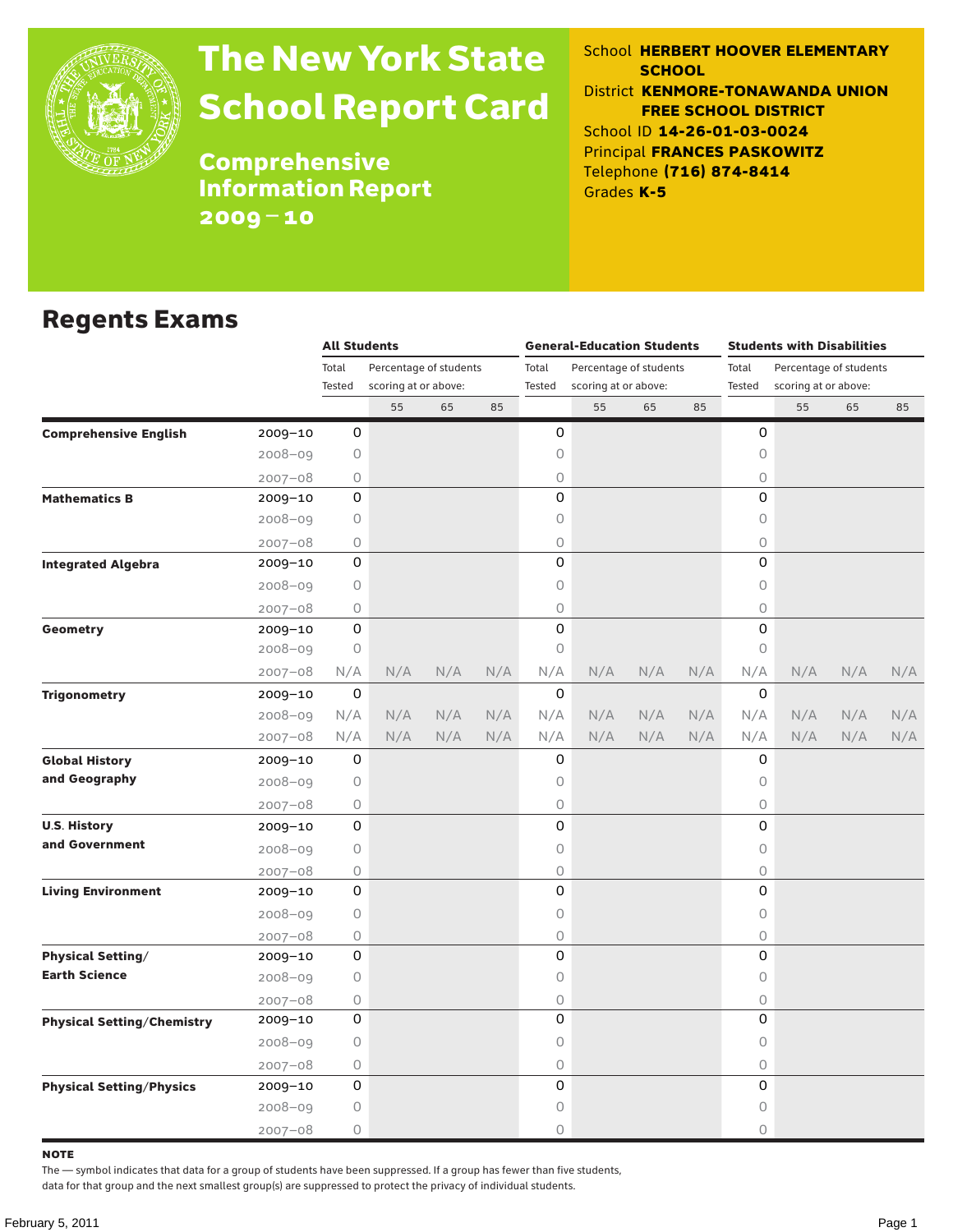# The New York State School Report Card

## Comprehensive Information Report 2009–10

School **HERBERT HOOVER ELEMENTARY SCHOOL**
District **KENMORE-TONAWANDA UNION FREE SCHOOL DISTRICT**
School ID **14-26-01-03-0024**
Principal **FRANCES PASKOWITZ**
Telephone **(716) 874-8414**
Grades **K-5**

## Regents Exams

| | | All Students | | | | General-Education Students | | | | Students with Disabilities | | | |
|---|---|---|---|---|---|---|---|---|---|---|---|---|---|
| | | Total Tested | Percentage of students scoring at or above: | | | Total Tested | Percentage of students scoring at or above: | | | Total Tested | Percentage of students scoring at or above: | | |
| | | | 55 | 65 | 85 | | 55 | 65 | 85 | | 55 | 65 | 85 |
| **Comprehensive English** | 2009–10 | 0 | | | | 0 | | | | 0 | | | |
| | 2008–09 | 0 | | | | 0 | | | | 0 | | | |
| | 2007–08 | 0 | | | | 0 | | | | 0 | | | |
| **Mathematics B** | 2009–10 | 0 | | | | 0 | | | | 0 | | | |
| | 2008–09 | 0 | | | | 0 | | | | 0 | | | |
| | 2007–08 | 0 | | | | 0 | | | | 0 | | | |
| **Integrated Algebra** | 2009–10 | 0 | | | | 0 | | | | 0 | | | |
| | 2008–09 | 0 | | | | 0 | | | | 0 | | | |
| | 2007–08 | 0 | | | | 0 | | | | 0 | | | |
| **Geometry** | 2009–10 | 0 | | | | 0 | | | | 0 | | | |
| | 2008–09 | 0 | | | | 0 | | | | 0 | | | |
| | 2007–08 | N/A | N/A | N/A | N/A | N/A | N/A | N/A | N/A | N/A | N/A | N/A | N/A |
| **Trigonometry** | 2009–10 | 0 | | | | 0 | | | | 0 | | | |
| | 2008–09 | N/A | N/A | N/A | N/A | N/A | N/A | N/A | N/A | N/A | N/A | N/A | N/A |
| | 2007–08 | N/A | N/A | N/A | N/A | N/A | N/A | N/A | N/A | N/A | N/A | N/A | N/A |
| **Global History and Geography** | 2009–10 | 0 | | | | 0 | | | | 0 | | | |
| | 2008–09 | 0 | | | | 0 | | | | 0 | | | |
| | 2007–08 | 0 | | | | 0 | | | | 0 | | | |
| **U.S. History and Government** | 2009–10 | 0 | | | | 0 | | | | 0 | | | |
| | 2008–09 | 0 | | | | 0 | | | | 0 | | | |
| | 2007–08 | 0 | | | | 0 | | | | 0 | | | |
| **Living Environment** | 2009–10 | 0 | | | | 0 | | | | 0 | | | |
| | 2008–09 | 0 | | | | 0 | | | | 0 | | | |
| | 2007–08 | 0 | | | | 0 | | | | 0 | | | |
| **Physical Setting/ Earth Science** | 2009–10 | 0 | | | | 0 | | | | 0 | | | |
| | 2008–09 | 0 | | | | 0 | | | | 0 | | | |
| | 2007–08 | 0 | | | | 0 | | | | 0 | | | |
| **Physical Setting/Chemistry** | 2009–10 | 0 | | | | 0 | | | | 0 | | | |
| | 2008–09 | 0 | | | | 0 | | | | 0 | | | |
| | 2007–08 | 0 | | | | 0 | | | | 0 | | | |
| **Physical Setting/Physics** | 2009–10 | 0 | | | | 0 | | | | 0 | | | |
| | 2008–09 | 0 | | | | 0 | | | | 0 | | | |
| | 2007–08 | 0 | | | | 0 | | | | 0 | | | |

**NOTE**
The — symbol indicates that data for a group of students have been suppressed. If a group has fewer than five students, data for that group and the next smallest group(s) are suppressed to protect the privacy of individual students.

February 5, 2011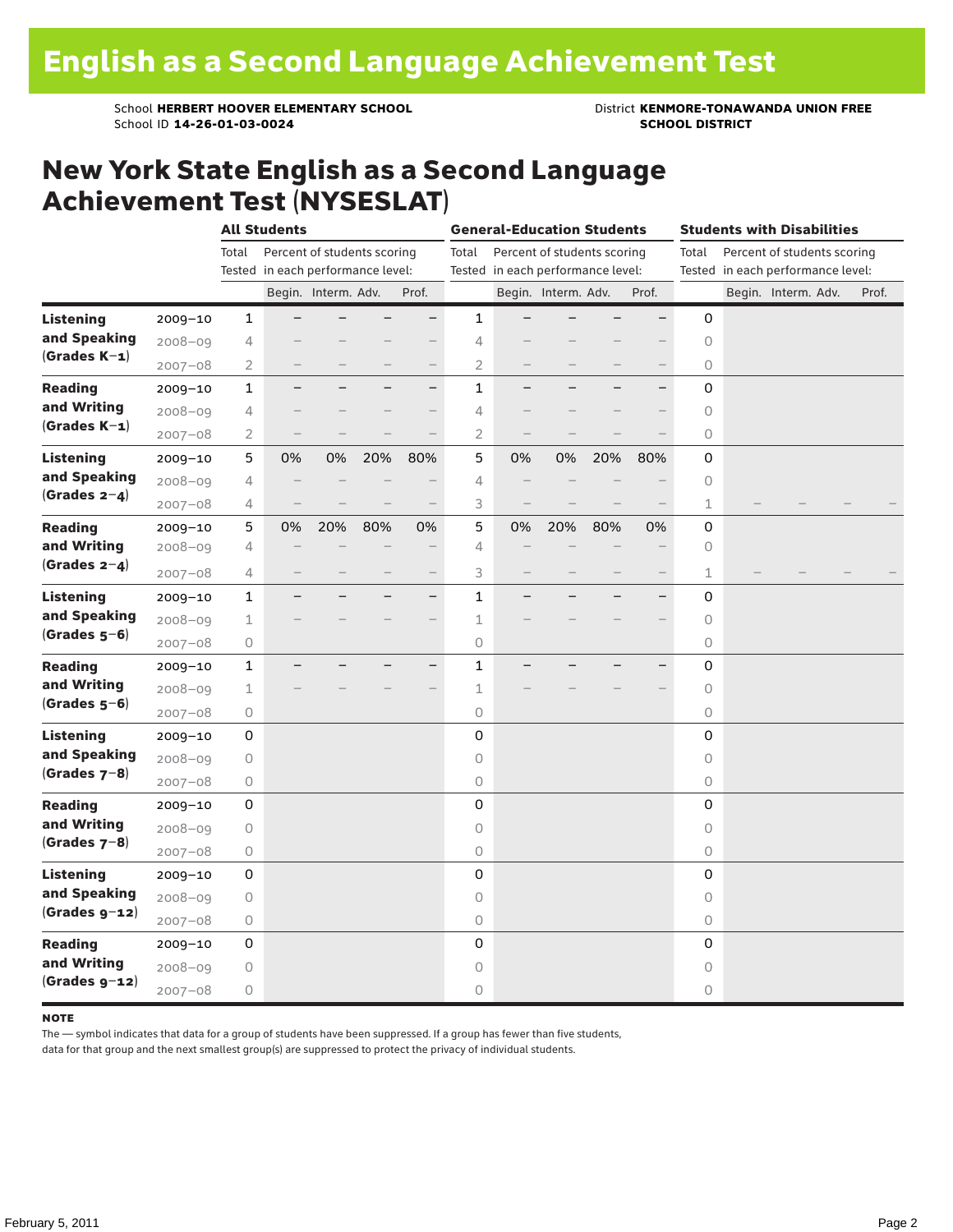# English as a Second Language Achievement Test

School **HERBERT HOOVER ELEMENTARY SCHOOL**
School ID **14-26-01-03-0024**

District **KENMORE-TONAWANDA UNION FREE SCHOOL DISTRICT**

## New York State English as a Second Language Achievement Test (NYSESLAT)

| | | All Students | | | | | General-Education Students | | | | | Students with Disabilities | | | | |
|---|---|---|---|---|---|---|---|---|---|---|---|---|---|---|---|---|
| | | Total Tested | Percent of students scoring in each performance level: | | | | Total Tested | Percent of students scoring in each performance level: | | | | Total Tested | Percent of students scoring in each performance level: | | | |
| | | | Begin. | Interm. | Adv. | Prof. | | Begin. | Interm. | Adv. | Prof. | | Begin. | Interm. | Adv. | Prof. |
| **Listening and Speaking (Grades K–1)** | 2009–10 | 1 | – | – | – | – | 1 | – | – | – | – | 0 | | | | |
| | 2008–09 | 4 | – | – | – | – | 4 | – | – | – | – | 0 | | | | |
| | 2007–08 | 2 | – | – | – | – | 2 | – | – | – | – | 0 | | | | |
| **Reading and Writing (Grades K–1)** | 2009–10 | 1 | – | – | – | – | 1 | – | – | – | – | 0 | | | | |
| | 2008–09 | 4 | – | – | – | – | 4 | – | – | – | – | 0 | | | | |
| | 2007–08 | 2 | – | – | – | – | 2 | – | – | – | – | 0 | | | | |
| **Listening and Speaking (Grades 2–4)** | 2009–10 | 5 | 0% | 0% | 20% | 80% | 5 | 0% | 0% | 20% | 80% | 0 | | | | |
| | 2008–09 | 4 | – | – | – | – | 4 | – | – | – | – | 0 | | | | |
| | 2007–08 | 4 | – | – | – | – | 3 | – | – | – | – | 1 | – | – | – | – |
| **Reading and Writing (Grades 2–4)** | 2009–10 | 5 | 0% | 20% | 80% | 0% | 5 | 0% | 20% | 80% | 0% | 0 | | | | |
| | 2008–09 | 4 | – | – | – | – | 4 | – | – | – | – | 0 | | | | |
| | 2007–08 | 4 | – | – | – | – | 3 | – | – | – | – | 1 | – | – | – | – |
| **Listening and Speaking (Grades 5–6)** | 2009–10 | 1 | – | – | – | – | 1 | – | – | – | – | 0 | | | | |
| | 2008–09 | 1 | – | – | – | – | 1 | – | – | – | – | 0 | | | | |
| | 2007–08 | 0 | | | | | 0 | | | | | 0 | | | | |
| **Reading and Writing (Grades 5–6)** | 2009–10 | 1 | – | – | – | – | 1 | – | – | – | – | 0 | | | | |
| | 2008–09 | 1 | – | – | – | – | 1 | – | – | – | – | 0 | | | | |
| | 2007–08 | 0 | | | | | 0 | | | | | 0 | | | | |
| **Listening and Speaking (Grades 7–8)** | 2009–10 | 0 | | | | | 0 | | | | | 0 | | | | |
| | 2008–09 | 0 | | | | | 0 | | | | | 0 | | | | |
| | 2007–08 | 0 | | | | | 0 | | | | | 0 | | | | |
| **Reading and Writing (Grades 7–8)** | 2009–10 | 0 | | | | | 0 | | | | | 0 | | | | |
| | 2008–09 | 0 | | | | | 0 | | | | | 0 | | | | |
| | 2007–08 | 0 | | | | | 0 | | | | | 0 | | | | |
| **Listening and Speaking (Grades 9–12)** | 2009–10 | 0 | | | | | 0 | | | | | 0 | | | | |
| | 2008–09 | 0 | | | | | 0 | | | | | 0 | | | | |
| | 2007–08 | 0 | | | | | 0 | | | | | 0 | | | | |
| **Reading and Writing (Grades 9–12)** | 2009–10 | 0 | | | | | 0 | | | | | 0 | | | | |
| | 2008–09 | 0 | | | | | 0 | | | | | 0 | | | | |
| | 2007–08 | 0 | | | | | 0 | | | | | 0 | | | | |

**NOTE**

The — symbol indicates that data for a group of students have been suppressed. If a group has fewer than five students, data for that group and the next smallest group(s) are suppressed to protect the privacy of individual students.

February 5, 2011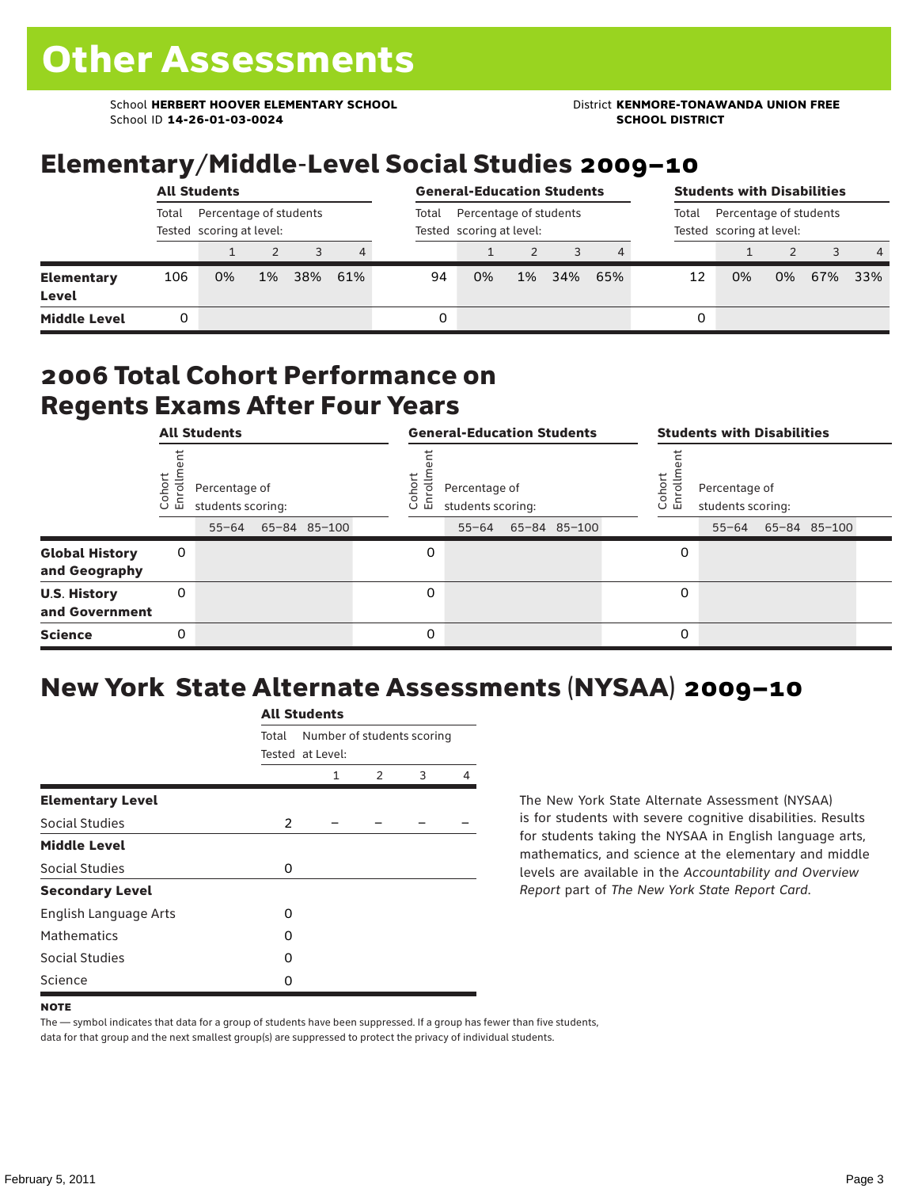# Other Assessments

School **HERBERT HOOVER ELEMENTARY SCHOOL**
School ID **14-26-01-03-0024**

District **KENMORE-TONAWANDA UNION FREE SCHOOL DISTRICT**

## Elementary/Middle-Level Social Studies 2009–10

| | All Students | | | | | General-Education Students | | | | | Students with Disabilities | | | | |
|---|---|---|---|---|---|---|---|---|---|---|---|---|---|---|---|
| | Total Tested | Percentage of students scoring at level: | | | | Total Tested | Percentage of students scoring at level: | | | | Total Tested | Percentage of students scoring at level: | | | |
| | | 1 | 2 | 3 | 4 | | 1 | 2 | 3 | 4 | | 1 | 2 | 3 | 4 |
| **Elementary Level** | 106 | 0% | 1% | 38% | 61% | 94 | 0% | 1% | 34% | 65% | 12 | 0% | 0% | 67% | 33% |
| **Middle Level** | 0 | | | | | 0 | | | | | 0 | | | | |

## 2006 Total Cohort Performance on Regents Exams After Four Years

| | All Students | | | | General-Education Students | | | | Students with Disabilities | | | |
|---|---|---|---|---|---|---|---|---|---|---|---|---|
| | Cohort Enrollment | Percentage of students scoring: | | | Cohort Enrollment | Percentage of students scoring: | | | Cohort Enrollment | Percentage of students scoring: | | |
| | | 55–64 | 65–84 | 85–100 | | 55–64 | 65–84 | 85–100 | | 55–64 | 65–84 | 85–100 |
| **Global History and Geography** | 0 | | | | 0 | | | | 0 | | | |
| **U.S. History and Government** | 0 | | | | 0 | | | | 0 | | | |
| **Science** | 0 | | | | 0 | | | | 0 | | | |

## New York State Alternate Assessments (NYSAA) 2009–10

| | All Students | | | | |
|---|---|---|---|---|---|
| | Total Tested | Number of students scoring at Level: | | | |
| | | 1 | 2 | 3 | 4 |
| **Elementary Level** | | | | | |
| Social Studies | 2 | – | – | – | – |
| **Middle Level** | | | | | |
| Social Studies | 0 | | | | |
| **Secondary Level** | | | | | |
| English Language Arts | 0 | | | | |
| Mathematics | 0 | | | | |
| Social Studies | 0 | | | | |
| Science | 0 | | | | |

The New York State Alternate Assessment (NYSAA) is for students with severe cognitive disabilities. Results for students taking the NYSAA in English language arts, mathematics, and science at the elementary and middle levels are available in the *Accountability and Overview Report* part of *The New York State Report Card*.

**NOTE**

The — symbol indicates that data for a group of students have been suppressed. If a group has fewer than five students, data for that group and the next smallest group(s) are suppressed to protect the privacy of individual students.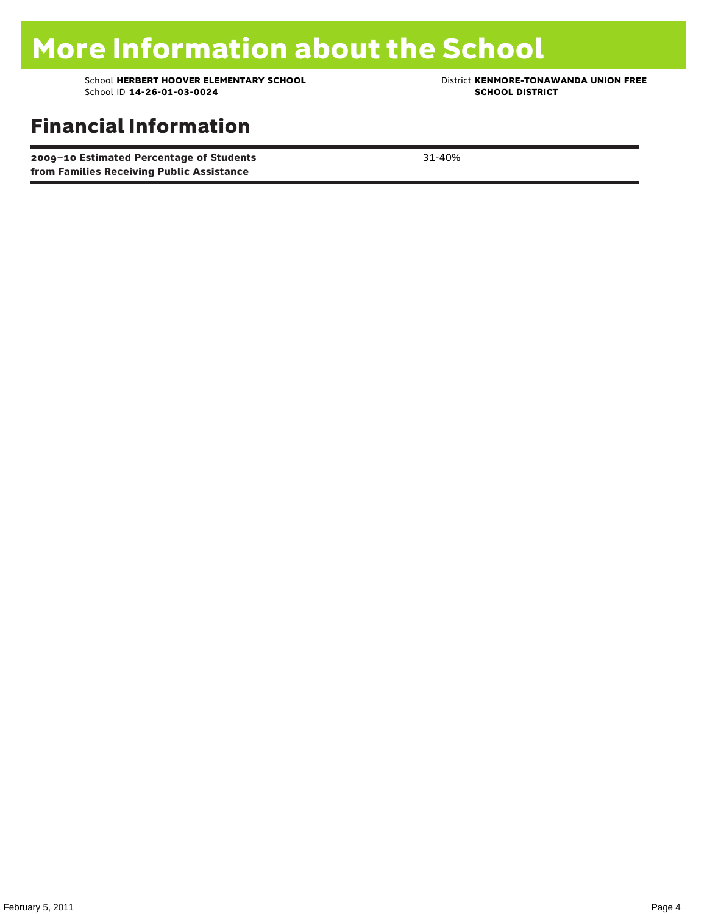# More Information about the School

School **HERBERT HOOVER ELEMENTARY SCHOOL**
School ID **14-26-01-03-0024**

District **KENMORE-TONAWANDA UNION FREE SCHOOL DISTRICT**

## Financial Information

| | |
|---|---|
| **2009–10 Estimated Percentage of Students from Families Receiving Public Assistance** | 31-40% |